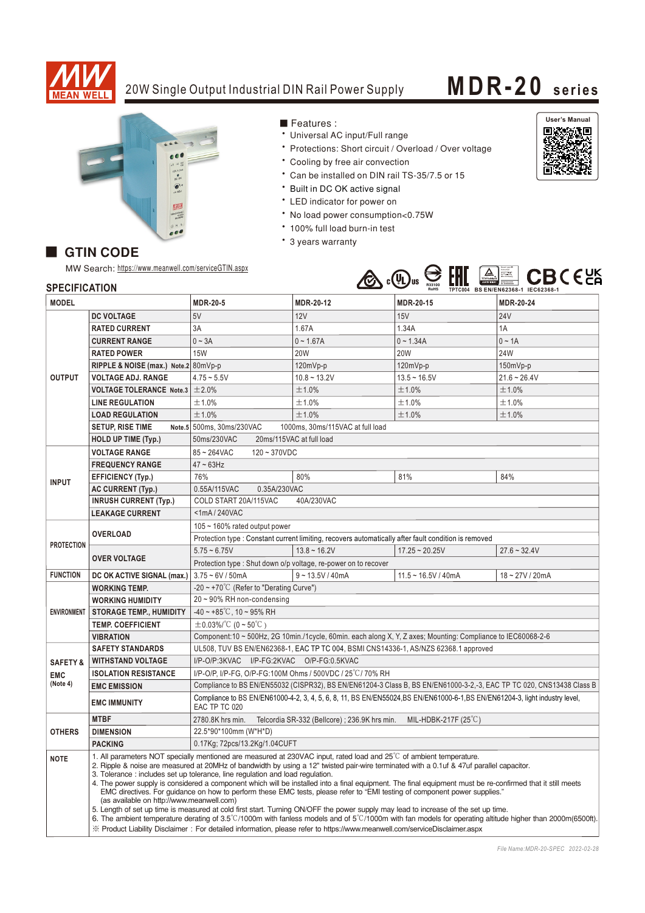# 20W Single Output Industrial DIN Rail Power Supply

# MDR-20 series

## ■ Features :

- Universal AC input/Full range
- Protections: Short circuit / Overload / Over voltage
- Cooling by free air convection
- Can be installed on DIN rail TS-35/7.5 or 15
- Built in DC OK active signal
- LED indicator for power on
- No load power consumption<0.75W
- 100% full load burn-in test
- 3 years warranty

User's Manual

## ■ GTIN CODE

MW Search: https://www.meanwell.com/serviceGTIN.aspx

R33100 RoHS  TPTC004  BS EN/EN62368-1  IEC62368-1

## SPECIFICATION

| MODEL | | MDR-20-5 | MDR-20-12 | MDR-20-15 | MDR-20-24 |
|---|---|---|---|---|---|
| OUTPUT | DC VOLTAGE | 5V | 12V | 15V | 24V |
| | RATED CURRENT | 3A | 1.67A | 1.34A | 1A |
| | CURRENT RANGE | 0 ~ 3A | 0 ~ 1.67A | 0 ~ 1.34A | 0 ~ 1A |
| | RATED POWER | 15W | 20W | 20W | 24W |
| | RIPPLE & NOISE (max.) Note.2 | 80mVp-p | 120mVp-p | 120mVp-p | 150mVp-p |
| | VOLTAGE ADJ. RANGE | 4.75 ~ 5.5V | 10.8 ~ 13.2V | 13.5 ~ 16.5V | 21.6 ~ 26.4V |
| | VOLTAGE TOLERANCE Note.3 | ±2.0% | ±1.0% | ±1.0% | ±1.0% |
| | LINE REGULATION | ±1.0% | ±1.0% | ±1.0% | ±1.0% |
| | LOAD REGULATION | ±1.0% | ±1.0% | ±1.0% | ±1.0% |
| | SETUP, RISE TIME Note.5 | 500ms, 30ms/230VAC 1000ms, 30ms/115VAC at full load | | | |
| | HOLD UP TIME (Typ.) | 50ms/230VAC 20ms/115VAC at full load | | | |
| INPUT | VOLTAGE RANGE | 85 ~ 264VAC 120 ~ 370VDC | | | |
| | FREQUENCY RANGE | 47 ~ 63Hz | | | |
| | EFFICIENCY (Typ.) | 76% | 80% | 81% | 84% |
| | AC CURRENT (Typ.) | 0.55A/115VAC 0.35A/230VAC | | | |
| | INRUSH CURRENT (Typ.) | COLD START 20A/115VAC 40A/230VAC | | | |
| | LEAKAGE CURRENT | <1mA / 240VAC | | | |
| PROTECTION | OVERLOAD | 105 ~ 160% rated output power | | | |
| | | Protection type : Constant current limiting, recovers automatically after fault condition is removed | | | |
| | OVER VOLTAGE | 5.75 ~ 6.75V | 13.8 ~ 16.2V | 17.25 ~ 20.25V | 27.6 ~ 32.4V |
| | | Protection type : Shut down o/p voltage, re-power on to recover | | | |
| FUNCTION | DC OK ACTIVE SIGNAL (max.) | 3.75 ~ 6V / 50mA | 9 ~ 13.5V / 40mA | 11.5 ~ 16.5V / 40mA | 18 ~ 27V / 20mA |
| ENVIRONMENT | WORKING TEMP. | -20 ~ +70℃ (Refer to "Derating Curve") | | | |
| | WORKING HUMIDITY | 20 ~ 90% RH non-condensing | | | |
| | STORAGE TEMP., HUMIDITY | -40 ~ +85℃, 10 ~ 95% RH | | | |
| | TEMP. COEFFICIENT | ±0.03%/℃ (0 ~ 50℃) | | | |
| | VIBRATION | Component:10 ~ 500Hz, 2G 10min./1cycle, 60min. each along X, Y, Z axes; Mounting: Compliance to IEC60068-2-6 | | | |
| SAFETY & EMC (Note 4) | SAFETY STANDARDS | UL508, TUV BS EN/EN62368-1, EAC TP TC 004, BSMI CNS14336-1, AS/NZS 62368.1 approved | | | |
| | WITHSTAND VOLTAGE | I/P-O/P:3KVAC I/P-FG:2KVAC O/P-FG:0.5KVAC | | | |
| | ISOLATION RESISTANCE | I/P-O/P, I/P-FG, O/P-FG:100M Ohms / 500VDC / 25℃/ 70% RH | | | |
| | EMC EMISSION | Compliance to BS EN/EN55032 (CISPR32), BS EN/EN61204-3 Class B, BS EN/EN61000-3-2,-3, EAC TP TC 020, CNS13438 Class B | | | |
| | EMC IMMUNITY | Compliance to BS EN/EN61000-4-2, 3, 4, 5, 6, 8, 11, BS EN/EN55024,BS EN/EN61000-6-1,BS EN/EN61204-3, light industry level, EAC TP TC 020 | | | |
| OTHERS | MTBF | 2780.8K hrs min. Telcordia SR-332 (Bellcore) ; 236.9K hrs min. MIL-HDBK-217F (25℃) | | | |
| | DIMENSION | 22.5*90*100mm (W*H*D) | | | |
| | PACKING | 0.17Kg; 72pcs/13.2Kg/1.04CUFT | | | |

**NOTE**

1. All parameters NOT specially mentioned are measured at 230VAC input, rated load and 25℃ of ambient temperature.
2. Ripple & noise are measured at 20MHz of bandwidth by using a 12" twisted pair-wire terminated with a 0.1uf & 47uf parallel capacitor.
3. Tolerance : includes set up tolerance, line regulation and load regulation.
4. The power supply is considered a component which will be installed into a final equipment. The final equipment must be re-confirmed that it still meets EMC directives. For guidance on how to perform these EMC tests, please refer to "EMI testing of component power supplies." (as available on http://www.meanwell.com)
5. Length of set up time is measured at cold first start. Turning ON/OFF the power supply may lead to increase of the set up time.
6. The ambient temperature derating of 3.5℃/1000m with fanless models and of 5℃/1000m with fan models for operating altitude higher than 2000m(6500ft).

※ Product Liability Disclaimer : For detailed information, please refer to https://www.meanwell.com/serviceDisclaimer.aspx

*File Name:MDR-20-SPEC 2022-02-28*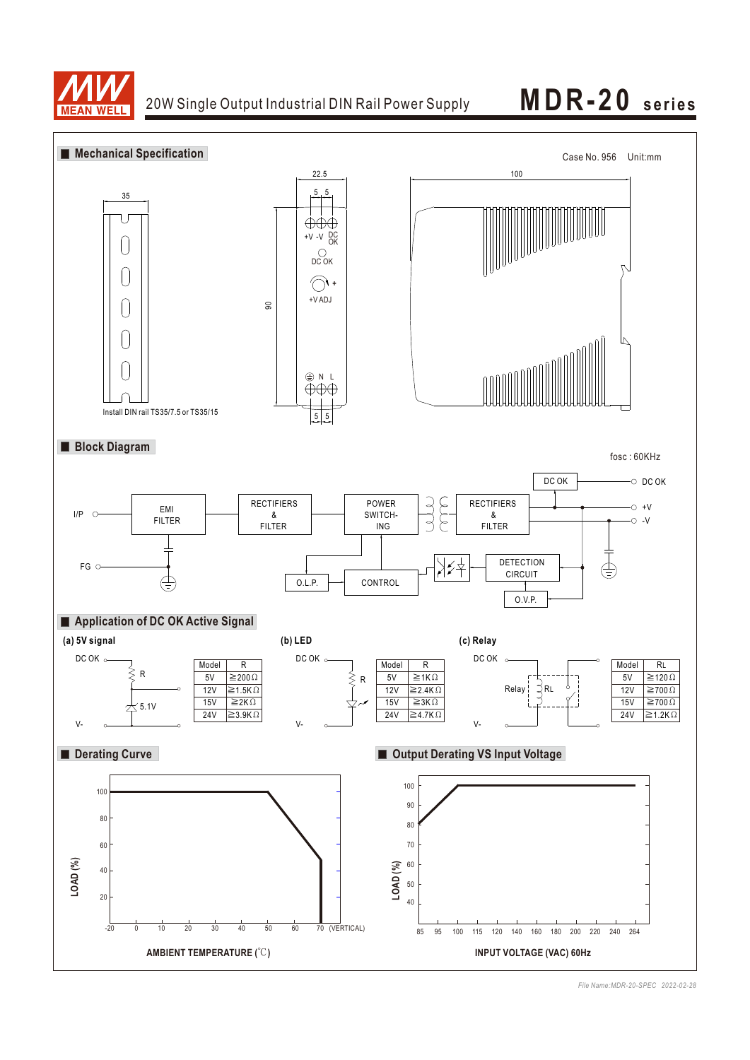20W Single Output Industrial DIN Rail Power Supply

# MDR-20 series

## Mechanical Specification

Case No. 956　Unit:mm

35

22.5

5　5

+V　-V　DC OK

DC OK

+V ADJ

90

N　L

5　5

100

Install DIN rail TS35/7.5 or TS35/15

## Block Diagram

fosc : 60KHz

I/P

FG

EMI FILTER

RECTIFIERS & FILTER

POWER SWITCHING

RECTIFIERS & FILTER

DC OK

DC OK

+V

-V

O.L.P.

CONTROL

DETECTION CIRCUIT

O.V.P.

## Application of DC OK Active Signal

**(a) 5V signal**

DC OK

R

5.1V

V-

| Model | R |
|---|---|
| 5V | ≧200Ω |
| 12V | ≧1.5KΩ |
| 15V | ≧2KΩ |
| 24V | ≧3.9KΩ |

**(b) LED**

DC OK

R

V-

| Model | R |
|---|---|
| 5V | ≧1KΩ |
| 12V | ≧2.4KΩ |
| 15V | ≧3KΩ |
| 24V | ≧4.7KΩ |

**(c) Relay**

DC OK

Relay

RL

V-

| Model | RL |
|---|---|
| 5V | ≧120Ω |
| 12V | ≧700Ω |
| 15V | ≧700Ω |
| 24V | ≧1.2KΩ |

## Derating Curve

LOAD (%)

100
80
60
40
20

-20　0　10　20　30　40　50　60　70 (VERTICAL)

AMBIENT TEMPERATURE (℃)

## Output Derating VS Input Voltage

LOAD (%)

100
90
80
70
60
50
40

85　95　100　115　120　140　160　180　200　220　240　264

INPUT VOLTAGE (VAC) 60Hz

*File Name:MDR-20-SPEC　2022-02-28*